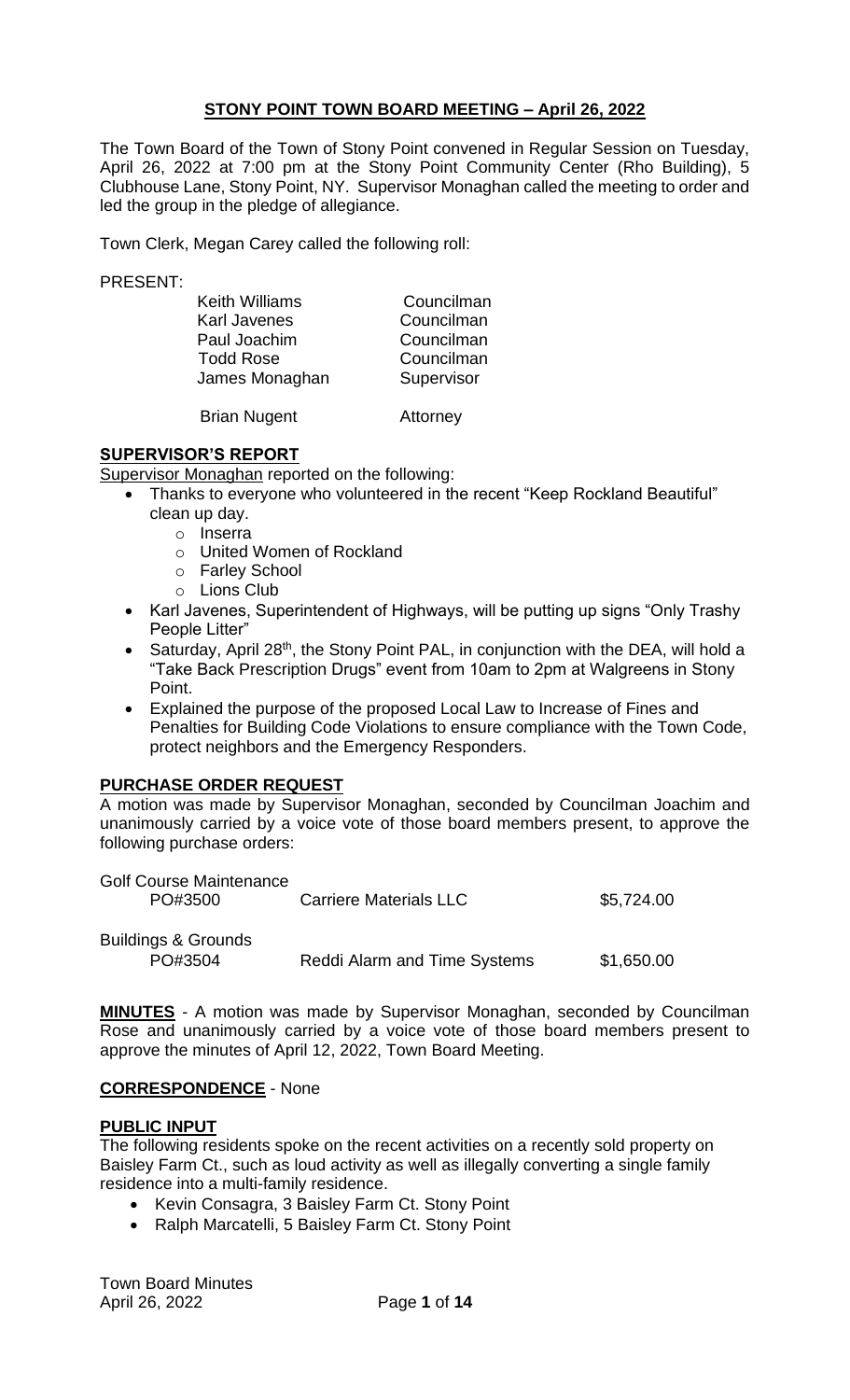# **STONY POINT TOWN BOARD MEETING – April 26, 2022**

The Town Board of the Town of Stony Point convened in Regular Session on Tuesday, April 26, 2022 at 7:00 pm at the Stony Point Community Center (Rho Building), 5 Clubhouse Lane, Stony Point, NY. Supervisor Monaghan called the meeting to order and led the group in the pledge of allegiance.

Town Clerk, Megan Carey called the following roll:

PRESENT:

| | |
|---|---|
| Keith Williams | Councilman |
| Karl Javenes | Councilman |
| Paul Joachim | Councilman |
| Todd Rose | Councilman |
| James Monaghan | Supervisor |
| Brian Nugent | Attorney |

## **SUPERVISOR'S REPORT**

Supervisor Monaghan reported on the following:

- Thanks to everyone who volunteered in the recent "Keep Rockland Beautiful" clean up day.
  - Inserra
  - United Women of Rockland
  - Farley School
  - Lions Club
- Karl Javenes, Superintendent of Highways, will be putting up signs "Only Trashy People Litter"
- Saturday, April 28th, the Stony Point PAL, in conjunction with the DEA, will hold a "Take Back Prescription Drugs" event from 10am to 2pm at Walgreens in Stony Point.
- Explained the purpose of the proposed Local Law to Increase of Fines and Penalties for Building Code Violations to ensure compliance with the Town Code, protect neighbors and the Emergency Responders.

## **PURCHASE ORDER REQUEST**

A motion was made by Supervisor Monaghan, seconded by Councilman Joachim and unanimously carried by a voice vote of those board members present, to approve the following purchase orders:

| | | |
|---|---|---|
| Golf Course Maintenance | | |
| PO#3500 | Carriere Materials LLC | \$5,724.00 |
| Buildings & Grounds | | |
| PO#3504 | Reddi Alarm and Time Systems | \$1,650.00 |

**MINUTES** - A motion was made by Supervisor Monaghan, seconded by Councilman Rose and unanimously carried by a voice vote of those board members present to approve the minutes of April 12, 2022, Town Board Meeting.

## **CORRESPONDENCE** - None

## **PUBLIC INPUT**

The following residents spoke on the recent activities on a recently sold property on Baisley Farm Ct., such as loud activity as well as illegally converting a single family residence into a multi-family residence.

- Kevin Consagra, 3 Baisley Farm Ct. Stony Point
- Ralph Marcatelli, 5 Baisley Farm Ct. Stony Point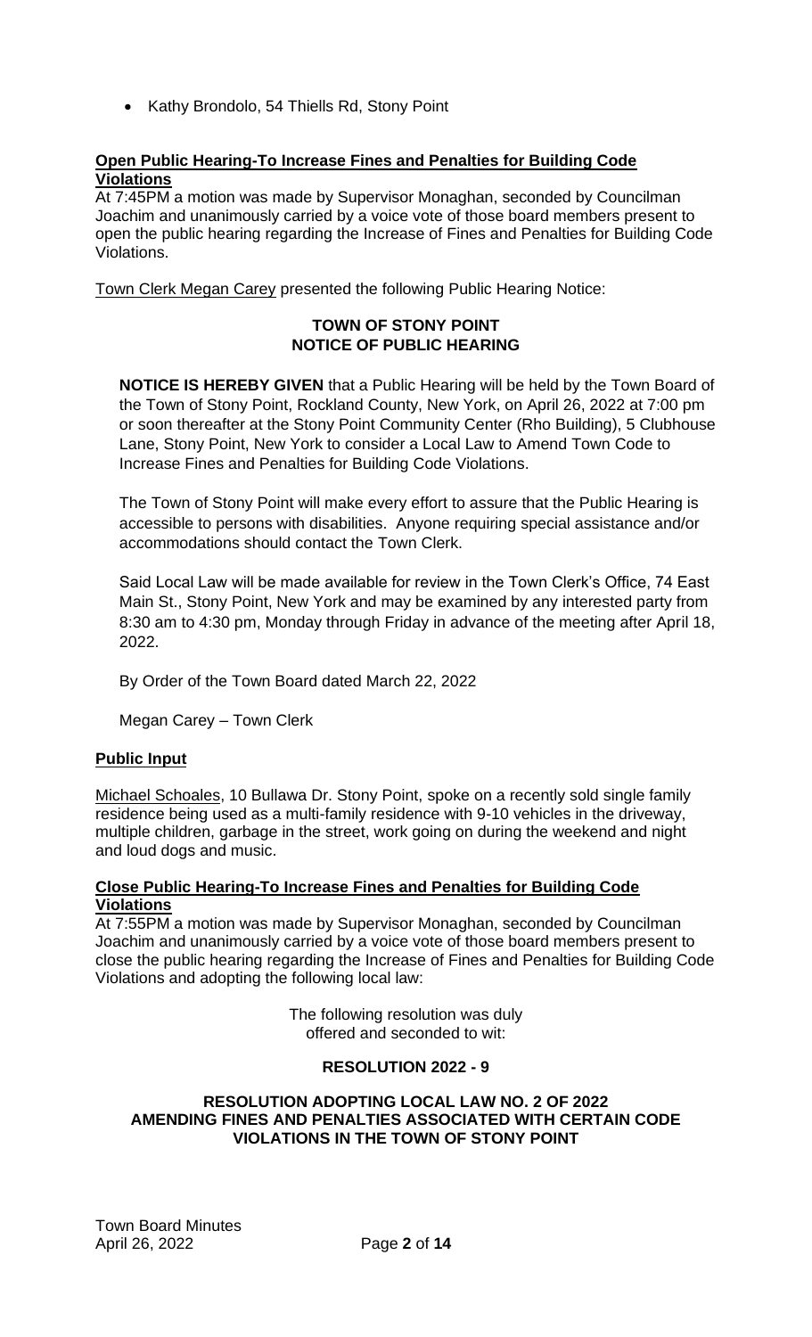- Kathy Brondolo, 54 Thiells Rd, Stony Point

**Open Public Hearing-To Increase Fines and Penalties for Building Code Violations**

At 7:45PM a motion was made by Supervisor Monaghan, seconded by Councilman Joachim and unanimously carried by a voice vote of those board members present to open the public hearing regarding the Increase of Fines and Penalties for Building Code Violations.

Town Clerk Megan Carey presented the following Public Hearing Notice:

**TOWN OF STONY POINT**
**NOTICE OF PUBLIC HEARING**

**NOTICE IS HEREBY GIVEN** that a Public Hearing will be held by the Town Board of the Town of Stony Point, Rockland County, New York, on April 26, 2022 at 7:00 pm or soon thereafter at the Stony Point Community Center (Rho Building), 5 Clubhouse Lane, Stony Point, New York to consider a Local Law to Amend Town Code to Increase Fines and Penalties for Building Code Violations.

The Town of Stony Point will make every effort to assure that the Public Hearing is accessible to persons with disabilities. Anyone requiring special assistance and/or accommodations should contact the Town Clerk.

Said Local Law will be made available for review in the Town Clerk's Office, 74 East Main St., Stony Point, New York and may be examined by any interested party from 8:30 am to 4:30 pm, Monday through Friday in advance of the meeting after April 18, 2022.

By Order of the Town Board dated March 22, 2022

Megan Carey – Town Clerk

**Public Input**

Michael Schoales, 10 Bullawa Dr. Stony Point, spoke on a recently sold single family residence being used as a multi-family residence with 9-10 vehicles in the driveway, multiple children, garbage in the street, work going on during the weekend and night and loud dogs and music.

**Close Public Hearing-To Increase Fines and Penalties for Building Code Violations**

At 7:55PM a motion was made by Supervisor Monaghan, seconded by Councilman Joachim and unanimously carried by a voice vote of those board members present to close the public hearing regarding the Increase of Fines and Penalties for Building Code Violations and adopting the following local law:

The following resolution was duly offered and seconded to wit:

**RESOLUTION 2022 - 9**

**RESOLUTION ADOPTING LOCAL LAW NO. 2 OF 2022 AMENDING FINES AND PENALTIES ASSOCIATED WITH CERTAIN CODE VIOLATIONS IN THE TOWN OF STONY POINT**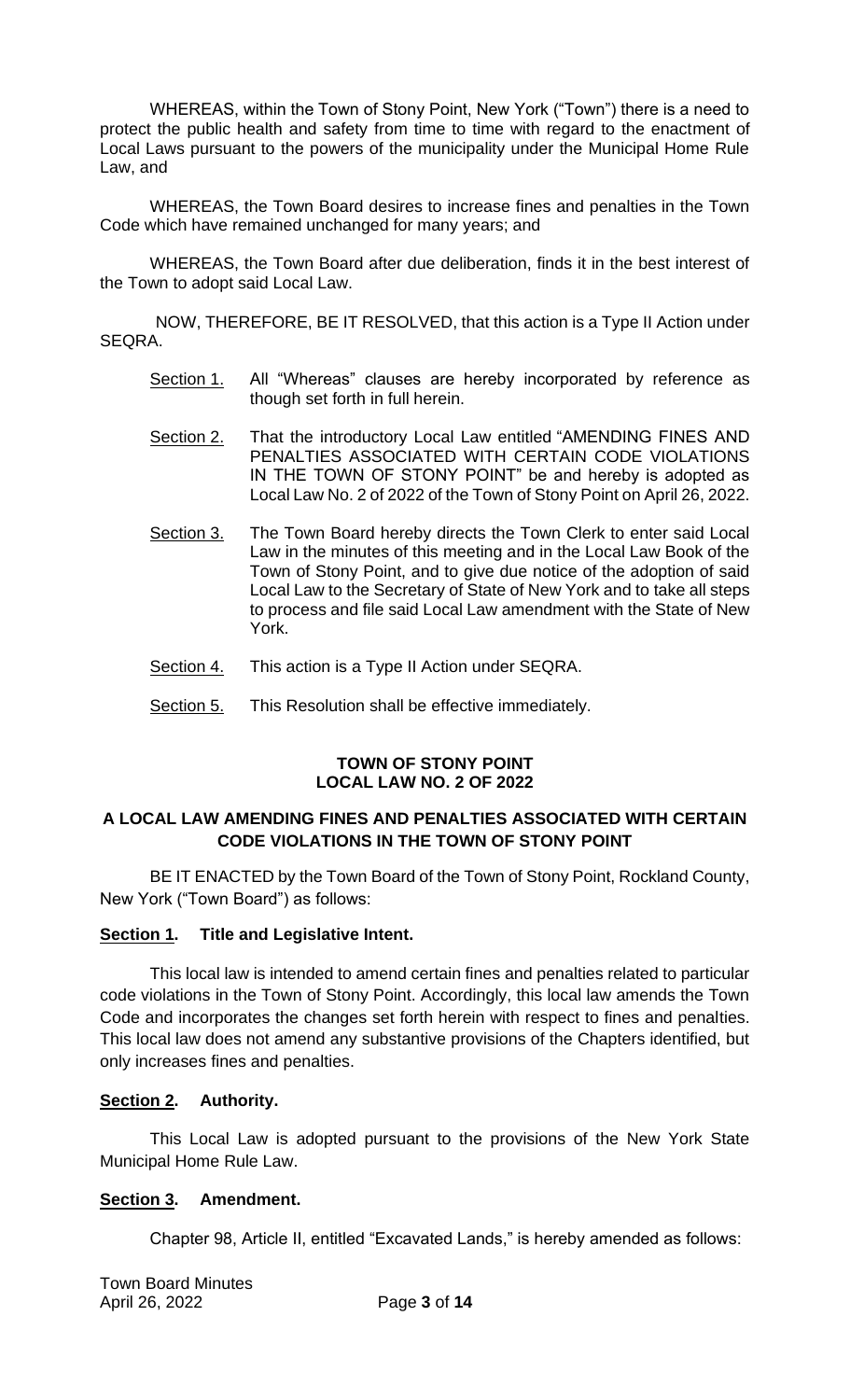WHEREAS, within the Town of Stony Point, New York ("Town") there is a need to protect the public health and safety from time to time with regard to the enactment of Local Laws pursuant to the powers of the municipality under the Municipal Home Rule Law, and

WHEREAS, the Town Board desires to increase fines and penalties in the Town Code which have remained unchanged for many years; and

WHEREAS, the Town Board after due deliberation, finds it in the best interest of the Town to adopt said Local Law.

NOW, THEREFORE, BE IT RESOLVED, that this action is a Type II Action under SEQRA.

Section 1. All "Whereas" clauses are hereby incorporated by reference as though set forth in full herein.

Section 2. That the introductory Local Law entitled "AMENDING FINES AND PENALTIES ASSOCIATED WITH CERTAIN CODE VIOLATIONS IN THE TOWN OF STONY POINT" be and hereby is adopted as Local Law No. 2 of 2022 of the Town of Stony Point on April 26, 2022.

Section 3. The Town Board hereby directs the Town Clerk to enter said Local Law in the minutes of this meeting and in the Local Law Book of the Town of Stony Point, and to give due notice of the adoption of said Local Law to the Secretary of State of New York and to take all steps to process and file said Local Law amendment with the State of New York.

Section 4. This action is a Type II Action under SEQRA.

Section 5. This Resolution shall be effective immediately.

**TOWN OF STONY POINT**
**LOCAL LAW NO. 2 OF 2022**

**A LOCAL LAW AMENDING FINES AND PENALTIES ASSOCIATED WITH CERTAIN CODE VIOLATIONS IN THE TOWN OF STONY POINT**

BE IT ENACTED by the Town Board of the Town of Stony Point, Rockland County, New York ("Town Board") as follows:

**Section 1. Title and Legislative Intent.**

This local law is intended to amend certain fines and penalties related to particular code violations in the Town of Stony Point. Accordingly, this local law amends the Town Code and incorporates the changes set forth herein with respect to fines and penalties. This local law does not amend any substantive provisions of the Chapters identified, but only increases fines and penalties.

**Section 2. Authority.**

This Local Law is adopted pursuant to the provisions of the New York State Municipal Home Rule Law.

**Section 3. Amendment.**

Chapter 98, Article II, entitled "Excavated Lands," is hereby amended as follows: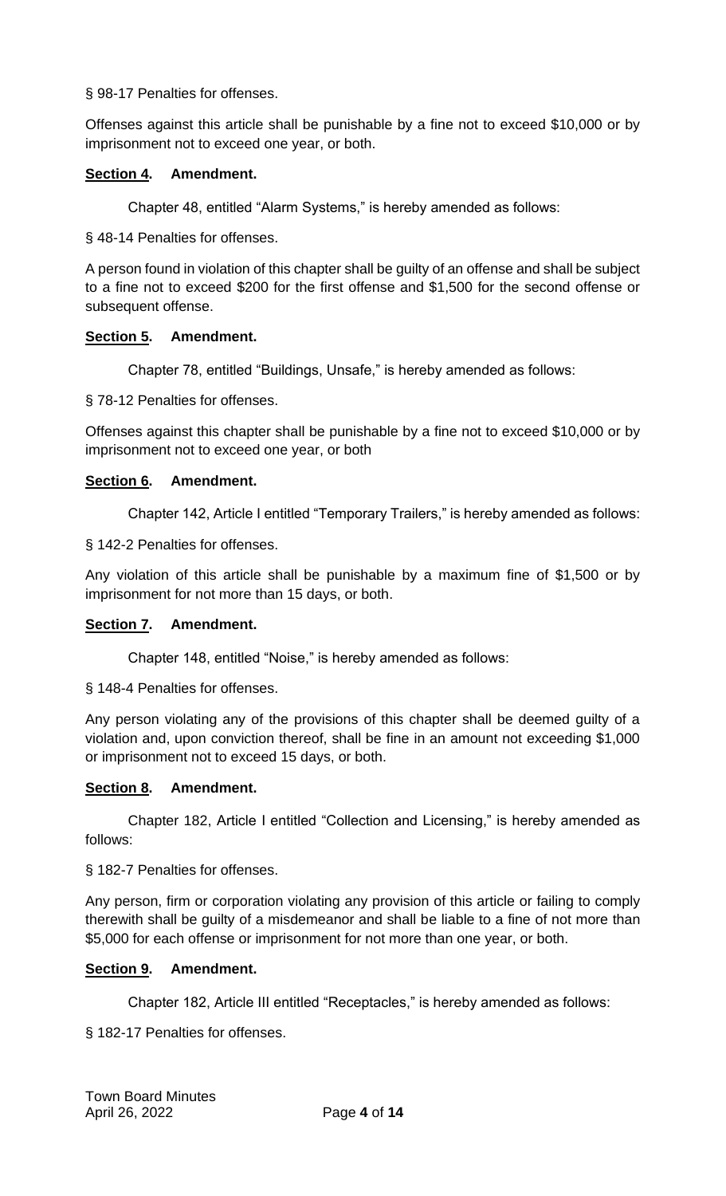§ 98-17 Penalties for offenses.

Offenses against this article shall be punishable by a fine not to exceed $10,000 or by imprisonment not to exceed one year, or both.

**Section 4. Amendment.**

Chapter 48, entitled "Alarm Systems," is hereby amended as follows:

§ 48-14 Penalties for offenses.

A person found in violation of this chapter shall be guilty of an offense and shall be subject to a fine not to exceed $200 for the first offense and $1,500 for the second offense or subsequent offense.

**Section 5. Amendment.**

Chapter 78, entitled "Buildings, Unsafe," is hereby amended as follows:

§ 78-12 Penalties for offenses.

Offenses against this chapter shall be punishable by a fine not to exceed $10,000 or by imprisonment not to exceed one year, or both

**Section 6. Amendment.**

Chapter 142, Article I entitled "Temporary Trailers," is hereby amended as follows:

§ 142-2 Penalties for offenses.

Any violation of this article shall be punishable by a maximum fine of $1,500 or by imprisonment for not more than 15 days, or both.

**Section 7. Amendment.**

Chapter 148, entitled "Noise," is hereby amended as follows:

§ 148-4 Penalties for offenses.

Any person violating any of the provisions of this chapter shall be deemed guilty of a violation and, upon conviction thereof, shall be fine in an amount not exceeding $1,000 or imprisonment not to exceed 15 days, or both.

**Section 8. Amendment.**

Chapter 182, Article I entitled "Collection and Licensing," is hereby amended as follows:

§ 182-7 Penalties for offenses.

Any person, firm or corporation violating any provision of this article or failing to comply therewith shall be guilty of a misdemeanor and shall be liable to a fine of not more than $5,000 for each offense or imprisonment for not more than one year, or both.

**Section 9. Amendment.**

Chapter 182, Article III entitled "Receptacles," is hereby amended as follows:

§ 182-17 Penalties for offenses.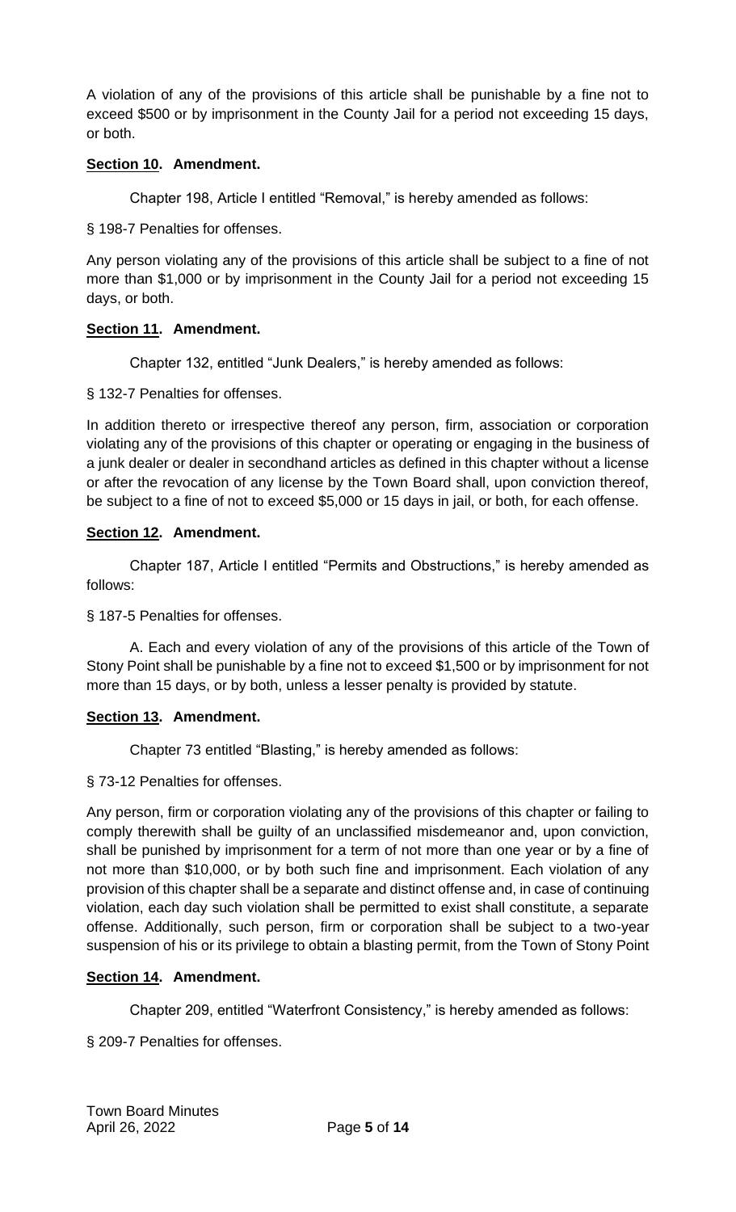A violation of any of the provisions of this article shall be punishable by a fine not to exceed $500 or by imprisonment in the County Jail for a period not exceeding 15 days, or both.

**Section 10. Amendment.**

Chapter 198, Article I entitled "Removal," is hereby amended as follows:

§ 198-7 Penalties for offenses.

Any person violating any of the provisions of this article shall be subject to a fine of not more than $1,000 or by imprisonment in the County Jail for a period not exceeding 15 days, or both.

**Section 11. Amendment.**

Chapter 132, entitled "Junk Dealers," is hereby amended as follows:

§ 132-7 Penalties for offenses.

In addition thereto or irrespective thereof any person, firm, association or corporation violating any of the provisions of this chapter or operating or engaging in the business of a junk dealer or dealer in secondhand articles as defined in this chapter without a license or after the revocation of any license by the Town Board shall, upon conviction thereof, be subject to a fine of not to exceed $5,000 or 15 days in jail, or both, for each offense.

**Section 12. Amendment.**

Chapter 187, Article I entitled "Permits and Obstructions," is hereby amended as follows:

§ 187-5 Penalties for offenses.

A. Each and every violation of any of the provisions of this article of the Town of Stony Point shall be punishable by a fine not to exceed $1,500 or by imprisonment for not more than 15 days, or by both, unless a lesser penalty is provided by statute.

**Section 13. Amendment.**

Chapter 73 entitled "Blasting," is hereby amended as follows:

§ 73-12 Penalties for offenses.

Any person, firm or corporation violating any of the provisions of this chapter or failing to comply therewith shall be guilty of an unclassified misdemeanor and, upon conviction, shall be punished by imprisonment for a term of not more than one year or by a fine of not more than $10,000, or by both such fine and imprisonment. Each violation of any provision of this chapter shall be a separate and distinct offense and, in case of continuing violation, each day such violation shall be permitted to exist shall constitute, a separate offense. Additionally, such person, firm or corporation shall be subject to a two-year suspension of his or its privilege to obtain a blasting permit, from the Town of Stony Point

**Section 14. Amendment.**

Chapter 209, entitled "Waterfront Consistency," is hereby amended as follows:

§ 209-7 Penalties for offenses.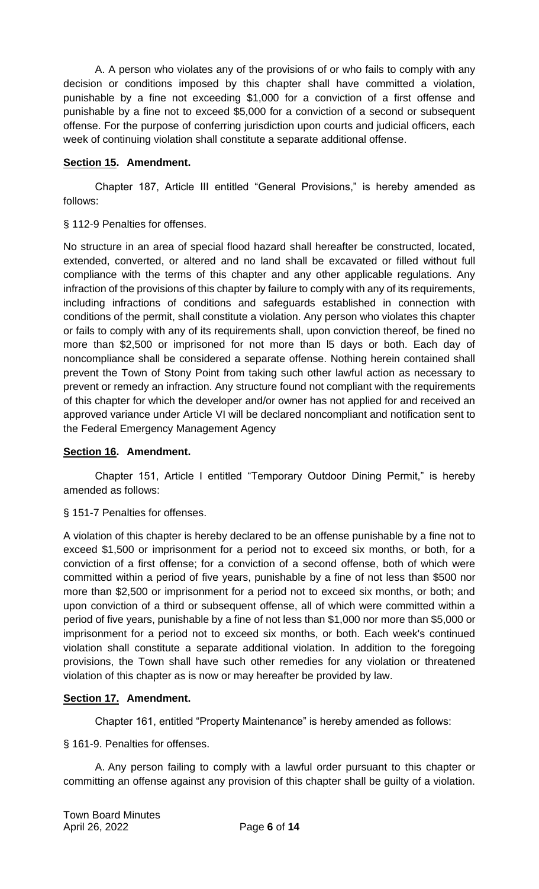A. A person who violates any of the provisions of or who fails to comply with any decision or conditions imposed by this chapter shall have committed a violation, punishable by a fine not exceeding $1,000 for a conviction of a first offense and punishable by a fine not to exceed $5,000 for a conviction of a second or subsequent offense. For the purpose of conferring jurisdiction upon courts and judicial officers, each week of continuing violation shall constitute a separate additional offense.

**Section 15. Amendment.**

Chapter 187, Article III entitled "General Provisions," is hereby amended as follows:

§ 112-9 Penalties for offenses.

No structure in an area of special flood hazard shall hereafter be constructed, located, extended, converted, or altered and no land shall be excavated or filled without full compliance with the terms of this chapter and any other applicable regulations. Any infraction of the provisions of this chapter by failure to comply with any of its requirements, including infractions of conditions and safeguards established in connection with conditions of the permit, shall constitute a violation. Any person who violates this chapter or fails to comply with any of its requirements shall, upon conviction thereof, be fined no more than $2,500 or imprisoned for not more than l5 days or both. Each day of noncompliance shall be considered a separate offense. Nothing herein contained shall prevent the Town of Stony Point from taking such other lawful action as necessary to prevent or remedy an infraction. Any structure found not compliant with the requirements of this chapter for which the developer and/or owner has not applied for and received an approved variance under Article VI will be declared noncompliant and notification sent to the Federal Emergency Management Agency

**Section 16. Amendment.**

Chapter 151, Article I entitled "Temporary Outdoor Dining Permit," is hereby amended as follows:

§ 151-7 Penalties for offenses.

A violation of this chapter is hereby declared to be an offense punishable by a fine not to exceed $1,500 or imprisonment for a period not to exceed six months, or both, for a conviction of a first offense; for a conviction of a second offense, both of which were committed within a period of five years, punishable by a fine of not less than $500 nor more than $2,500 or imprisonment for a period not to exceed six months, or both; and upon conviction of a third or subsequent offense, all of which were committed within a period of five years, punishable by a fine of not less than $1,000 nor more than $5,000 or imprisonment for a period not to exceed six months, or both. Each week's continued violation shall constitute a separate additional violation. In addition to the foregoing provisions, the Town shall have such other remedies for any violation or threatened violation of this chapter as is now or may hereafter be provided by law.

**Section 17. Amendment.**

Chapter 161, entitled "Property Maintenance" is hereby amended as follows:

§ 161-9. Penalties for offenses.

A. Any person failing to comply with a lawful order pursuant to this chapter or committing an offense against any provision of this chapter shall be guilty of a violation.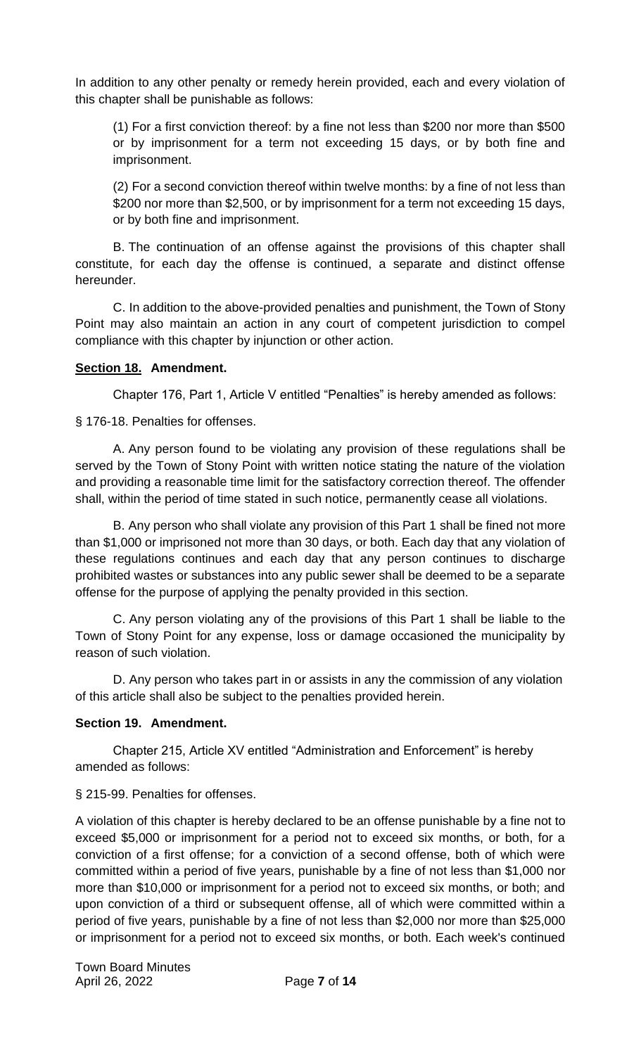In addition to any other penalty or remedy herein provided, each and every violation of this chapter shall be punishable as follows:

(1) For a first conviction thereof: by a fine not less than $200 nor more than $500 or by imprisonment for a term not exceeding 15 days, or by both fine and imprisonment.

(2) For a second conviction thereof within twelve months: by a fine of not less than $200 nor more than $2,500, or by imprisonment for a term not exceeding 15 days, or by both fine and imprisonment.

B. The continuation of an offense against the provisions of this chapter shall constitute, for each day the offense is continued, a separate and distinct offense hereunder.

C. In addition to the above-provided penalties and punishment, the Town of Stony Point may also maintain an action in any court of competent jurisdiction to compel compliance with this chapter by injunction or other action.

**<u>Section 18.</u> Amendment.**

Chapter 176, Part 1, Article V entitled "Penalties" is hereby amended as follows:

§ 176-18. Penalties for offenses.

A. Any person found to be violating any provision of these regulations shall be served by the Town of Stony Point with written notice stating the nature of the violation and providing a reasonable time limit for the satisfactory correction thereof. The offender shall, within the period of time stated in such notice, permanently cease all violations.

B. Any person who shall violate any provision of this Part 1 shall be fined not more than $1,000 or imprisoned not more than 30 days, or both. Each day that any violation of these regulations continues and each day that any person continues to discharge prohibited wastes or substances into any public sewer shall be deemed to be a separate offense for the purpose of applying the penalty provided in this section.

C. Any person violating any of the provisions of this Part 1 shall be liable to the Town of Stony Point for any expense, loss or damage occasioned the municipality by reason of such violation.

D. Any person who takes part in or assists in any the commission of any violation of this article shall also be subject to the penalties provided herein.

**Section 19. Amendment.**

Chapter 215, Article XV entitled "Administration and Enforcement" is hereby amended as follows:

§ 215-99. Penalties for offenses.

A violation of this chapter is hereby declared to be an offense punishable by a fine not to exceed $5,000 or imprisonment for a period not to exceed six months, or both, for a conviction of a first offense; for a conviction of a second offense, both of which were committed within a period of five years, punishable by a fine of not less than $1,000 nor more than $10,000 or imprisonment for a period not to exceed six months, or both; and upon conviction of a third or subsequent offense, all of which were committed within a period of five years, punishable by a fine of not less than $2,000 nor more than $25,000 or imprisonment for a period not to exceed six months, or both. Each week's continued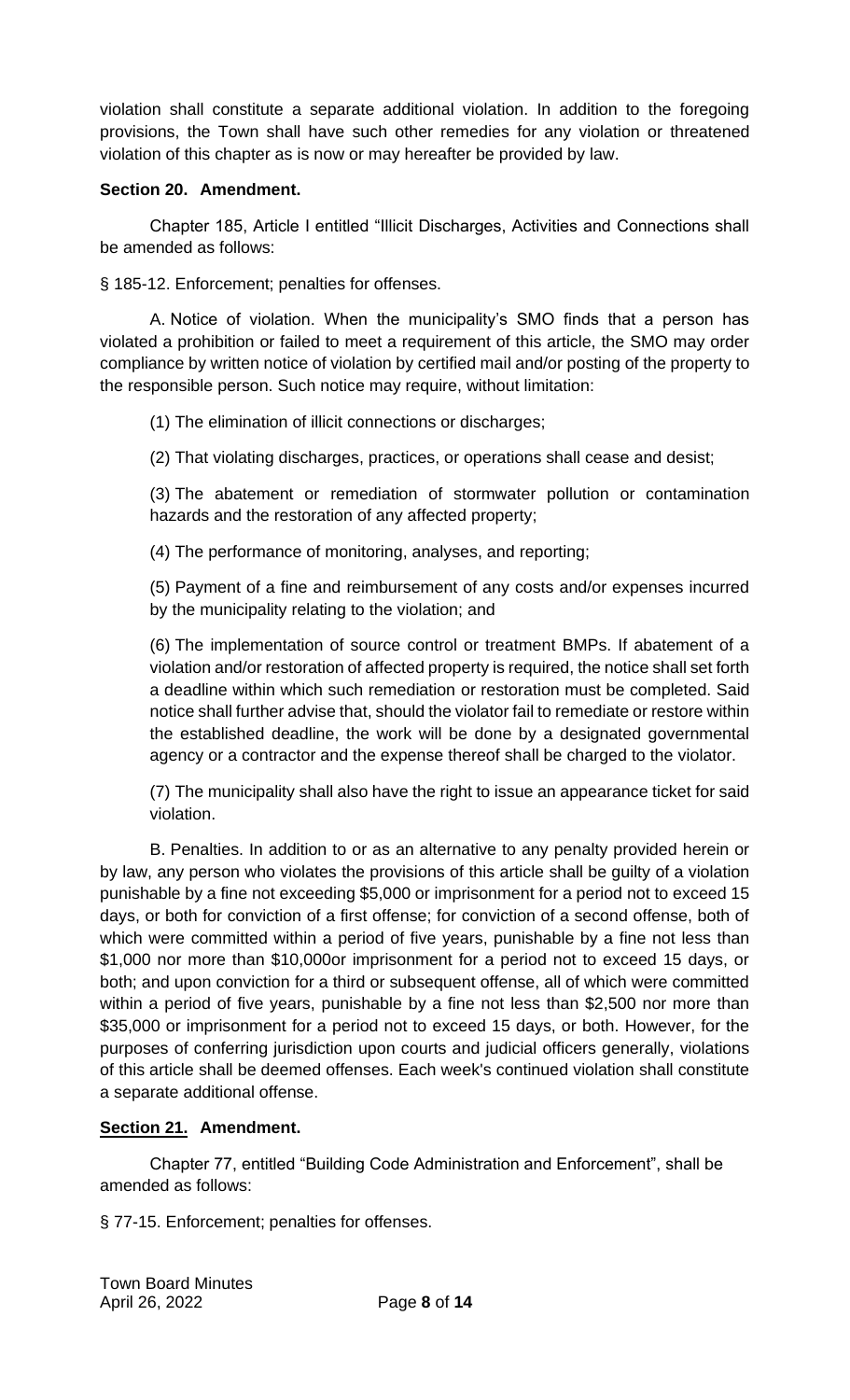violation shall constitute a separate additional violation. In addition to the foregoing provisions, the Town shall have such other remedies for any violation or threatened violation of this chapter as is now or may hereafter be provided by law.

**Section 20. Amendment.**

Chapter 185, Article I entitled "Illicit Discharges, Activities and Connections shall be amended as follows:

§ 185-12. Enforcement; penalties for offenses.

A. Notice of violation. When the municipality's SMO finds that a person has violated a prohibition or failed to meet a requirement of this article, the SMO may order compliance by written notice of violation by certified mail and/or posting of the property to the responsible person. Such notice may require, without limitation:

(1) The elimination of illicit connections or discharges;

(2) That violating discharges, practices, or operations shall cease and desist;

(3) The abatement or remediation of stormwater pollution or contamination hazards and the restoration of any affected property;

(4) The performance of monitoring, analyses, and reporting;

(5) Payment of a fine and reimbursement of any costs and/or expenses incurred by the municipality relating to the violation; and

(6) The implementation of source control or treatment BMPs. If abatement of a violation and/or restoration of affected property is required, the notice shall set forth a deadline within which such remediation or restoration must be completed. Said notice shall further advise that, should the violator fail to remediate or restore within the established deadline, the work will be done by a designated governmental agency or a contractor and the expense thereof shall be charged to the violator.

(7) The municipality shall also have the right to issue an appearance ticket for said violation.

B. Penalties. In addition to or as an alternative to any penalty provided herein or by law, any person who violates the provisions of this article shall be guilty of a violation punishable by a fine not exceeding $5,000 or imprisonment for a period not to exceed 15 days, or both for conviction of a first offense; for conviction of a second offense, both of which were committed within a period of five years, punishable by a fine not less than $1,000 nor more than $10,000or imprisonment for a period not to exceed 15 days, or both; and upon conviction for a third or subsequent offense, all of which were committed within a period of five years, punishable by a fine not less than $2,500 nor more than $35,000 or imprisonment for a period not to exceed 15 days, or both. However, for the purposes of conferring jurisdiction upon courts and judicial officers generally, violations of this article shall be deemed offenses. Each week's continued violation shall constitute a separate additional offense.

**Section 21. Amendment.**

Chapter 77, entitled "Building Code Administration and Enforcement", shall be amended as follows:

§ 77-15. Enforcement; penalties for offenses.

Town Board Minutes
April 26, 2022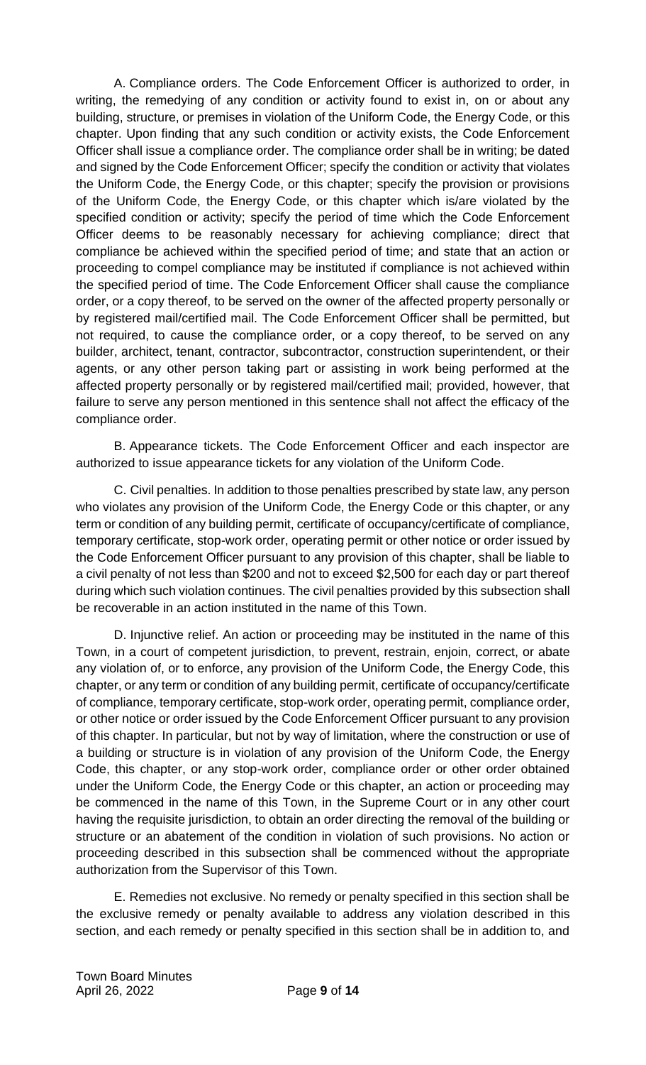A. Compliance orders. The Code Enforcement Officer is authorized to order, in writing, the remedying of any condition or activity found to exist in, on or about any building, structure, or premises in violation of the Uniform Code, the Energy Code, or this chapter. Upon finding that any such condition or activity exists, the Code Enforcement Officer shall issue a compliance order. The compliance order shall be in writing; be dated and signed by the Code Enforcement Officer; specify the condition or activity that violates the Uniform Code, the Energy Code, or this chapter; specify the provision or provisions of the Uniform Code, the Energy Code, or this chapter which is/are violated by the specified condition or activity; specify the period of time which the Code Enforcement Officer deems to be reasonably necessary for achieving compliance; direct that compliance be achieved within the specified period of time; and state that an action or proceeding to compel compliance may be instituted if compliance is not achieved within the specified period of time. The Code Enforcement Officer shall cause the compliance order, or a copy thereof, to be served on the owner of the affected property personally or by registered mail/certified mail. The Code Enforcement Officer shall be permitted, but not required, to cause the compliance order, or a copy thereof, to be served on any builder, architect, tenant, contractor, subcontractor, construction superintendent, or their agents, or any other person taking part or assisting in work being performed at the affected property personally or by registered mail/certified mail; provided, however, that failure to serve any person mentioned in this sentence shall not affect the efficacy of the compliance order.

B. Appearance tickets. The Code Enforcement Officer and each inspector are authorized to issue appearance tickets for any violation of the Uniform Code.

C. Civil penalties. In addition to those penalties prescribed by state law, any person who violates any provision of the Uniform Code, the Energy Code or this chapter, or any term or condition of any building permit, certificate of occupancy/certificate of compliance, temporary certificate, stop-work order, operating permit or other notice or order issued by the Code Enforcement Officer pursuant to any provision of this chapter, shall be liable to a civil penalty of not less than $200 and not to exceed $2,500 for each day or part thereof during which such violation continues. The civil penalties provided by this subsection shall be recoverable in an action instituted in the name of this Town.

D. Injunctive relief. An action or proceeding may be instituted in the name of this Town, in a court of competent jurisdiction, to prevent, restrain, enjoin, correct, or abate any violation of, or to enforce, any provision of the Uniform Code, the Energy Code, this chapter, or any term or condition of any building permit, certificate of occupancy/certificate of compliance, temporary certificate, stop-work order, operating permit, compliance order, or other notice or order issued by the Code Enforcement Officer pursuant to any provision of this chapter. In particular, but not by way of limitation, where the construction or use of a building or structure is in violation of any provision of the Uniform Code, the Energy Code, this chapter, or any stop-work order, compliance order or other order obtained under the Uniform Code, the Energy Code or this chapter, an action or proceeding may be commenced in the name of this Town, in the Supreme Court or in any other court having the requisite jurisdiction, to obtain an order directing the removal of the building or structure or an abatement of the condition in violation of such provisions. No action or proceeding described in this subsection shall be commenced without the appropriate authorization from the Supervisor of this Town.

E. Remedies not exclusive. No remedy or penalty specified in this section shall be the exclusive remedy or penalty available to address any violation described in this section, and each remedy or penalty specified in this section shall be in addition to, and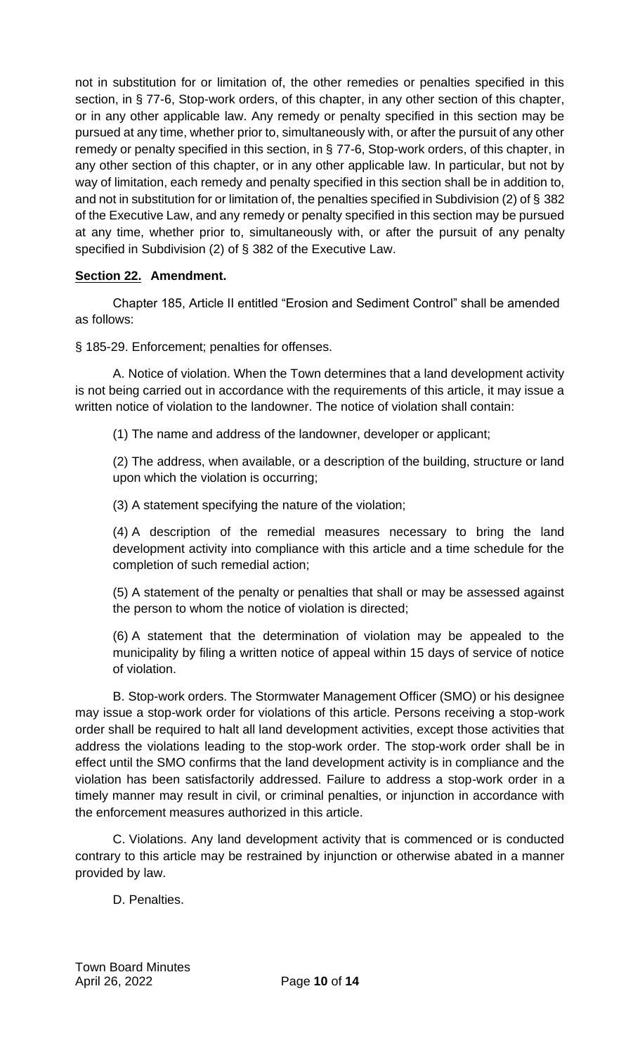not in substitution for or limitation of, the other remedies or penalties specified in this section, in § 77-6, Stop-work orders, of this chapter, in any other section of this chapter, or in any other applicable law. Any remedy or penalty specified in this section may be pursued at any time, whether prior to, simultaneously with, or after the pursuit of any other remedy or penalty specified in this section, in § 77-6, Stop-work orders, of this chapter, in any other section of this chapter, or in any other applicable law. In particular, but not by way of limitation, each remedy and penalty specified in this section shall be in addition to, and not in substitution for or limitation of, the penalties specified in Subdivision (2) of § 382 of the Executive Law, and any remedy or penalty specified in this section may be pursued at any time, whether prior to, simultaneously with, or after the pursuit of any penalty specified in Subdivision (2) of § 382 of the Executive Law.

**Section 22. Amendment.**

Chapter 185, Article II entitled "Erosion and Sediment Control" shall be amended as follows:

§ 185-29. Enforcement; penalties for offenses.

A. Notice of violation. When the Town determines that a land development activity is not being carried out in accordance with the requirements of this article, it may issue a written notice of violation to the landowner. The notice of violation shall contain:

(1) The name and address of the landowner, developer or applicant;

(2) The address, when available, or a description of the building, structure or land upon which the violation is occurring;

(3) A statement specifying the nature of the violation;

(4) A description of the remedial measures necessary to bring the land development activity into compliance with this article and a time schedule for the completion of such remedial action;

(5) A statement of the penalty or penalties that shall or may be assessed against the person to whom the notice of violation is directed;

(6) A statement that the determination of violation may be appealed to the municipality by filing a written notice of appeal within 15 days of service of notice of violation.

B. Stop-work orders. The Stormwater Management Officer (SMO) or his designee may issue a stop-work order for violations of this article. Persons receiving a stop-work order shall be required to halt all land development activities, except those activities that address the violations leading to the stop-work order. The stop-work order shall be in effect until the SMO confirms that the land development activity is in compliance and the violation has been satisfactorily addressed. Failure to address a stop-work order in a timely manner may result in civil, or criminal penalties, or injunction in accordance with the enforcement measures authorized in this article.

C. Violations. Any land development activity that is commenced or is conducted contrary to this article may be restrained by injunction or otherwise abated in a manner provided by law.

D. Penalties.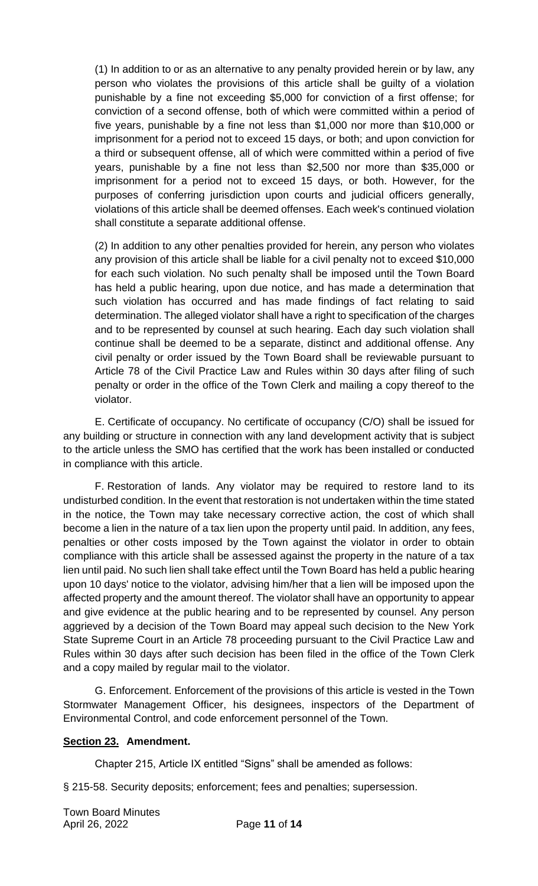(1) In addition to or as an alternative to any penalty provided herein or by law, any person who violates the provisions of this article shall be guilty of a violation punishable by a fine not exceeding $5,000 for conviction of a first offense; for conviction of a second offense, both of which were committed within a period of five years, punishable by a fine not less than $1,000 nor more than $10,000 or imprisonment for a period not to exceed 15 days, or both; and upon conviction for a third or subsequent offense, all of which were committed within a period of five years, punishable by a fine not less than $2,500 nor more than $35,000 or imprisonment for a period not to exceed 15 days, or both. However, for the purposes of conferring jurisdiction upon courts and judicial officers generally, violations of this article shall be deemed offenses. Each week's continued violation shall constitute a separate additional offense.

(2) In addition to any other penalties provided for herein, any person who violates any provision of this article shall be liable for a civil penalty not to exceed $10,000 for each such violation. No such penalty shall be imposed until the Town Board has held a public hearing, upon due notice, and has made a determination that such violation has occurred and has made findings of fact relating to said determination. The alleged violator shall have a right to specification of the charges and to be represented by counsel at such hearing. Each day such violation shall continue shall be deemed to be a separate, distinct and additional offense. Any civil penalty or order issued by the Town Board shall be reviewable pursuant to Article 78 of the Civil Practice Law and Rules within 30 days after filing of such penalty or order in the office of the Town Clerk and mailing a copy thereof to the violator.

E. Certificate of occupancy. No certificate of occupancy (C/O) shall be issued for any building or structure in connection with any land development activity that is subject to the article unless the SMO has certified that the work has been installed or conducted in compliance with this article.

F. Restoration of lands. Any violator may be required to restore land to its undisturbed condition. In the event that restoration is not undertaken within the time stated in the notice, the Town may take necessary corrective action, the cost of which shall become a lien in the nature of a tax lien upon the property until paid. In addition, any fees, penalties or other costs imposed by the Town against the violator in order to obtain compliance with this article shall be assessed against the property in the nature of a tax lien until paid. No such lien shall take effect until the Town Board has held a public hearing upon 10 days' notice to the violator, advising him/her that a lien will be imposed upon the affected property and the amount thereof. The violator shall have an opportunity to appear and give evidence at the public hearing and to be represented by counsel. Any person aggrieved by a decision of the Town Board may appeal such decision to the New York State Supreme Court in an Article 78 proceeding pursuant to the Civil Practice Law and Rules within 30 days after such decision has been filed in the office of the Town Clerk and a copy mailed by regular mail to the violator.

G. Enforcement. Enforcement of the provisions of this article is vested in the Town Stormwater Management Officer, his designees, inspectors of the Department of Environmental Control, and code enforcement personnel of the Town.

**Section 23. Amendment.**

Chapter 215, Article IX entitled "Signs" shall be amended as follows:

§ 215-58. Security deposits; enforcement; fees and penalties; supersession.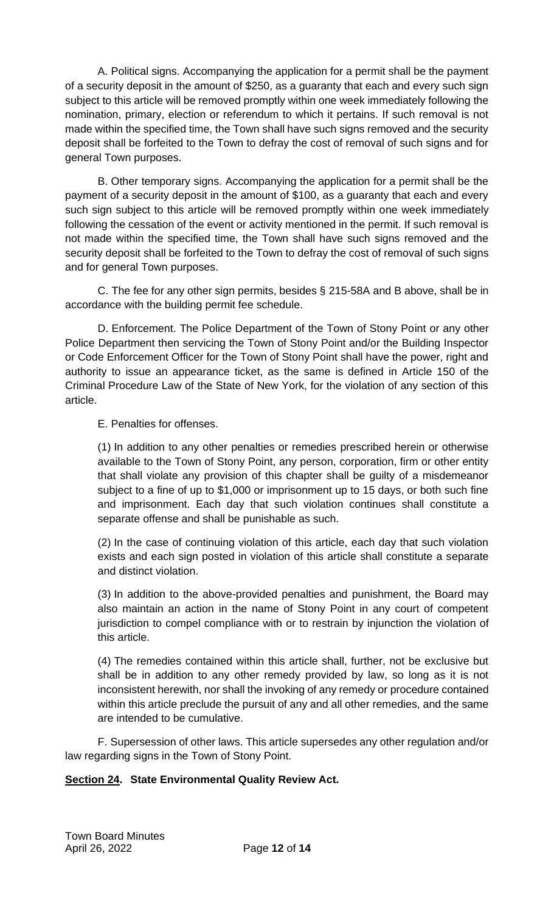A. Political signs. Accompanying the application for a permit shall be the payment of a security deposit in the amount of $250, as a guaranty that each and every such sign subject to this article will be removed promptly within one week immediately following the nomination, primary, election or referendum to which it pertains. If such removal is not made within the specified time, the Town shall have such signs removed and the security deposit shall be forfeited to the Town to defray the cost of removal of such signs and for general Town purposes.

B. Other temporary signs. Accompanying the application for a permit shall be the payment of a security deposit in the amount of $100, as a guaranty that each and every such sign subject to this article will be removed promptly within one week immediately following the cessation of the event or activity mentioned in the permit. If such removal is not made within the specified time, the Town shall have such signs removed and the security deposit shall be forfeited to the Town to defray the cost of removal of such signs and for general Town purposes.

C. The fee for any other sign permits, besides § 215-58A and B above, shall be in accordance with the building permit fee schedule.

D. Enforcement. The Police Department of the Town of Stony Point or any other Police Department then servicing the Town of Stony Point and/or the Building Inspector or Code Enforcement Officer for the Town of Stony Point shall have the power, right and authority to issue an appearance ticket, as the same is defined in Article 150 of the Criminal Procedure Law of the State of New York, for the violation of any section of this article.

E. Penalties for offenses.

(1) In addition to any other penalties or remedies prescribed herein or otherwise available to the Town of Stony Point, any person, corporation, firm or other entity that shall violate any provision of this chapter shall be guilty of a misdemeanor subject to a fine of up to $1,000 or imprisonment up to 15 days, or both such fine and imprisonment. Each day that such violation continues shall constitute a separate offense and shall be punishable as such.

(2) In the case of continuing violation of this article, each day that such violation exists and each sign posted in violation of this article shall constitute a separate and distinct violation.

(3) In addition to the above-provided penalties and punishment, the Board may also maintain an action in the name of Stony Point in any court of competent jurisdiction to compel compliance with or to restrain by injunction the violation of this article.

(4) The remedies contained within this article shall, further, not be exclusive but shall be in addition to any other remedy provided by law, so long as it is not inconsistent herewith, nor shall the invoking of any remedy or procedure contained within this article preclude the pursuit of any and all other remedies, and the same are intended to be cumulative.

F. Supersession of other laws. This article supersedes any other regulation and/or law regarding signs in the Town of Stony Point.

**Section 24. State Environmental Quality Review Act.**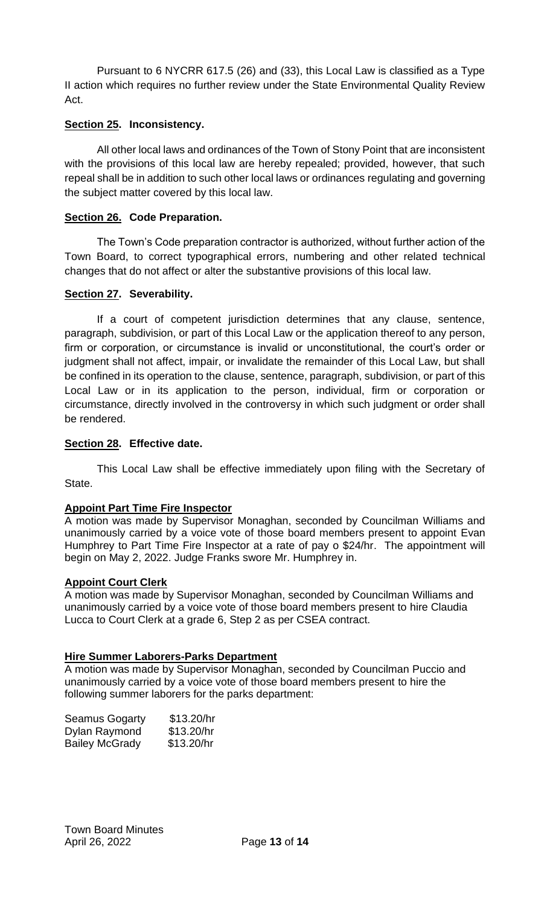Pursuant to 6 NYCRR 617.5 (26) and (33), this Local Law is classified as a Type II action which requires no further review under the State Environmental Quality Review Act.

**Section 25. Inconsistency.**

All other local laws and ordinances of the Town of Stony Point that are inconsistent with the provisions of this local law are hereby repealed; provided, however, that such repeal shall be in addition to such other local laws or ordinances regulating and governing the subject matter covered by this local law.

**Section 26. Code Preparation.**

The Town's Code preparation contractor is authorized, without further action of the Town Board, to correct typographical errors, numbering and other related technical changes that do not affect or alter the substantive provisions of this local law.

**Section 27. Severability.**

If a court of competent jurisdiction determines that any clause, sentence, paragraph, subdivision, or part of this Local Law or the application thereof to any person, firm or corporation, or circumstance is invalid or unconstitutional, the court's order or judgment shall not affect, impair, or invalidate the remainder of this Local Law, but shall be confined in its operation to the clause, sentence, paragraph, subdivision, or part of this Local Law or in its application to the person, individual, firm or corporation or circumstance, directly involved in the controversy in which such judgment or order shall be rendered.

**Section 28. Effective date.**

This Local Law shall be effective immediately upon filing with the Secretary of State.

**Appoint Part Time Fire Inspector**

A motion was made by Supervisor Monaghan, seconded by Councilman Williams and unanimously carried by a voice vote of those board members present to appoint Evan Humphrey to Part Time Fire Inspector at a rate of pay o $24/hr. The appointment will begin on May 2, 2022. Judge Franks swore Mr. Humphrey in.

**Appoint Court Clerk**

A motion was made by Supervisor Monaghan, seconded by Councilman Williams and unanimously carried by a voice vote of those board members present to hire Claudia Lucca to Court Clerk at a grade 6, Step 2 as per CSEA contract.

**Hire Summer Laborers-Parks Department**

A motion was made by Supervisor Monaghan, seconded by Councilman Puccio and unanimously carried by a voice vote of those board members present to hire the following summer laborers for the parks department:

Seamus Gogarty $13.20/hr
Dylan Raymond $13.20/hr
Bailey McGrady $13.20/hr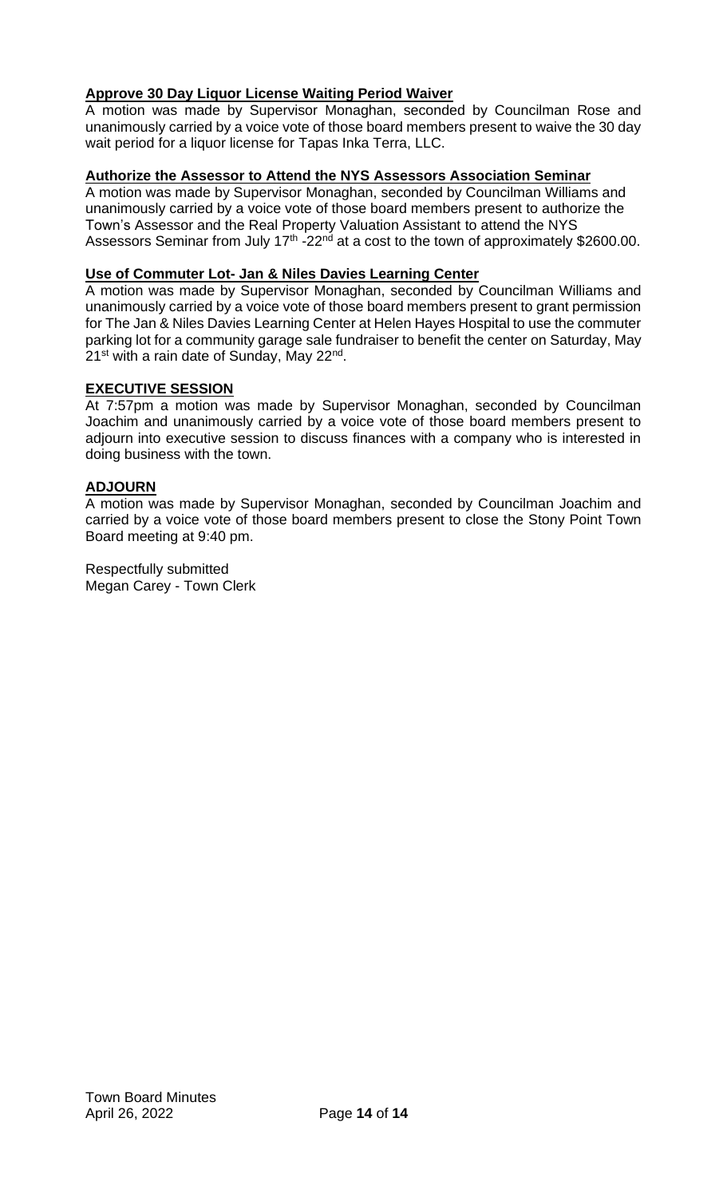**Approve 30 Day Liquor License Waiting Period Waiver**

A motion was made by Supervisor Monaghan, seconded by Councilman Rose and unanimously carried by a voice vote of those board members present to waive the 30 day wait period for a liquor license for Tapas Inka Terra, LLC.

**Authorize the Assessor to Attend the NYS Assessors Association Seminar**

A motion was made by Supervisor Monaghan, seconded by Councilman Williams and unanimously carried by a voice vote of those board members present to authorize the Town's Assessor and the Real Property Valuation Assistant to attend the NYS Assessors Seminar from July 17th -22nd at a cost to the town of approximately $2600.00.

**Use of Commuter Lot- Jan & Niles Davies Learning Center**

A motion was made by Supervisor Monaghan, seconded by Councilman Williams and unanimously carried by a voice vote of those board members present to grant permission for The Jan & Niles Davies Learning Center at Helen Hayes Hospital to use the commuter parking lot for a community garage sale fundraiser to benefit the center on Saturday, May 21st with a rain date of Sunday, May 22nd.

**EXECUTIVE SESSION**

At 7:57pm a motion was made by Supervisor Monaghan, seconded by Councilman Joachim and unanimously carried by a voice vote of those board members present to adjourn into executive session to discuss finances with a company who is interested in doing business with the town.

**ADJOURN**

A motion was made by Supervisor Monaghan, seconded by Councilman Joachim and carried by a voice vote of those board members present to close the Stony Point Town Board meeting at 9:40 pm.

Respectfully submitted
Megan Carey - Town Clerk